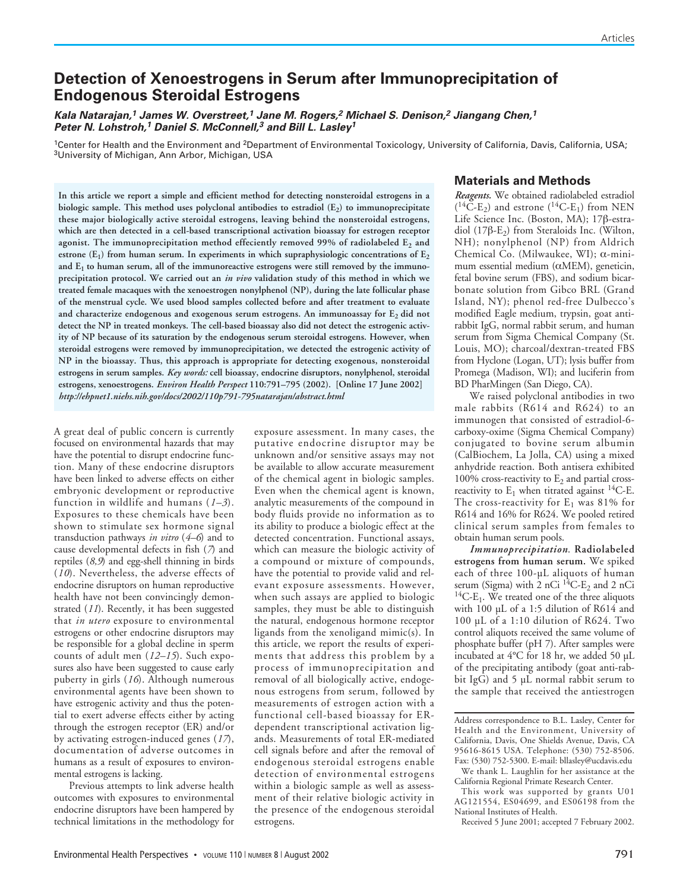# Detection of Xenoestrogens in Serum after Immunoprecipitation of Endogenous Steroidal Estrogens

***Kala Natarajan,[1] James W. Overstreet,[1] Jane M. Rogers,[2] Michael S. Denison,[2] Jiangang Chen,[1] Peter N. Lohstroh,[1] Daniel S. McConnell,[3] and Bill L. Lasley[1]***

[1]Center for Health and the Environment and [2]Department of Environmental Toxicology, University of California, Davis, California, USA; [3]University of Michigan, Ann Arbor, Michigan, USA

**In this article we report a simple and efficient method for detecting nonsteroidal estrogens in a biologic sample. This method uses polyclonal antibodies to estradiol ($E_2$) to immunoprecipitate these major biologically active steroidal estrogens, leaving behind the nonsteroidal estrogens, which are then detected in a cell-based transcriptional activation bioassay for estrogen receptor agonist. The immunoprecipitation method effeciently removed 99% of radiolabeled $E_2$ and estrone ($E_1$) from human serum. In experiments in which supraphysiologic concentrations of $E_2$ and $E_1$ to human serum, all of the immunoreactive estrogens were still removed by the immunoprecipitation protocol. We carried out an *in vivo* validation study of this method in which we treated female macaques with the xenoestrogen nonylphenol (NP), during the late follicular phase of the menstrual cycle. We used blood samples collected before and after treatment to evaluate and characterize endogenous and exogenous serum estrogens. An immunoassay for $E_2$ did not detect the NP in treated monkeys. The cell-based bioassay also did not detect the estrogenic activity of NP because of its saturation by the endogenous serum steroidal estrogens. However, when steroidal estrogens were removed by immunoprecipitation, we detected the estrogenic activity of NP in the bioassay. Thus, this approach is appropriate for detecting exogenous, nonsteroidal estrogens in serum samples.** ***Key words:*** **cell bioassay, endocrine disruptors, nonylphenol, steroidal estrogens, xenoestrogens.** ***Environ Health Perspect*** **110:791–795 (2002). [Online 17 June 2002]** ***http://ehpnet1.niehs.nih.gov/docs/2002/110p791-795natarajan/abstract.html***

A great deal of public concern is currently focused on environmental hazards that may have the potential to disrupt endocrine function. Many of these endocrine disruptors have been linked to adverse effects on either embryonic development or reproductive function in wildlife and humans (*1–3*). Exposures to these chemicals have been shown to stimulate sex hormone signal transduction pathways *in vitro* (*4–6*) and to cause developmental defects in fish (*7*) and reptiles (*8,9*) and egg-shell thinning in birds (*10*). Nevertheless, the adverse effects of endocrine disruptors on human reproductive health have not been convincingly demonstrated (*11*). Recently, it has been suggested that *in utero* exposure to environmental estrogens or other endocrine disruptors may be responsible for a global decline in sperm counts of adult men (*12–15*). Such exposures also have been suggested to cause early puberty in girls (*16*). Although numerous environmental agents have been shown to have estrogenic activity and thus the potential to exert adverse effects either by acting through the estrogen receptor (ER) and/or by activating estrogen-induced genes (*17*), documentation of adverse outcomes in humans as a result of exposures to environmental estrogens is lacking.

Previous attempts to link adverse health outcomes with exposures to environmental endocrine disruptors have been hampered by technical limitations in the methodology for exposure assessment. In many cases, the putative endocrine disruptor may be unknown and/or sensitive assays may not be available to allow accurate measurement of the chemical agent in biologic samples. Even when the chemical agent is known, analytic measurements of the compound in body fluids provide no information as to its ability to produce a biologic effect at the detected concentration. Functional assays, which can measure the biologic activity of a compound or mixture of compounds, have the potential to provide valid and relevant exposure assessments. However, when such assays are applied to biologic samples, they must be able to distinguish the natural, endogenous hormone receptor ligands from the xenoligand mimic(s). In this article, we report the results of experiments that address this problem by a process of immunoprecipitation and removal of all biologically active, endogenous estrogens from serum, followed by measurements of estrogen action with a functional cell-based bioassay for ER-dependent transcriptional activation ligands. Measurements of total ER-mediated cell signals before and after the removal of endogenous steroidal estrogens enable detection of environmental estrogens within a biologic sample as well as assessment of their relative biologic activity in the presence of the endogenous steroidal estrogens.

## Materials and Methods

***Reagents.*** We obtained radiolabeled estradiol ($^{14}C$-$E_2$) and estrone ($^{14}C$-$E_1$) from NEN Life Science Inc. (Boston, MA); 17β-estradiol (17β-$E_2$) from Steraloids Inc. (Wilton, NH); nonylphenol (NP) from Aldrich Chemical Co. (Milwaukee, WI); α-minimum essential medium (αMEM), geneticin, fetal bovine serum (FBS), and sodium bicarbonate solution from Gibco BRL (Grand Island, NY); phenol red-free Dulbecco's modified Eagle medium, trypsin, goat anti-rabbit IgG, normal rabbit serum, and human serum from Sigma Chemical Company (St. Louis, MO); charcoal/dextran-treated FBS from Hyclone (Logan, UT); lysis buffer from Promega (Madison, WI); and luciferin from BD PharMingen (San Diego, CA).

We raised polyclonal antibodies in two male rabbits (R614 and R624) to an immunogen that consisted of estradiol-6-carboxy-oxime (Sigma Chemical Company) conjugated to bovine serum albumin (CalBiochem, La Jolla, CA) using a mixed anhydride reaction. Both antisera exhibited 100% cross-reactivity to $E_2$ and partial cross-reactivity to $E_1$ when titrated against $^{14}C$-E. The cross-reactivity for $E_1$ was 81% for R614 and 16% for R624. We pooled retired clinical serum samples from females to obtain human serum pools.

***Immunoprecipitation.*** **Radiolabeled estrogens from human serum.** We spiked each of three 100-µL aliquots of human serum (Sigma) with 2 nCi $^{14}C$-$E_2$ and 2 nCi $^{14}C$-$E_1$. We treated one of the three aliquots with 100 µL of a 1:5 dilution of R614 and 100 µL of a 1:10 dilution of R624. Two control aliquots received the same volume of phosphate buffer (pH 7). After samples were incubated at 4°C for 18 hr, we added 50 µL of the precipitating antibody (goat anti-rabbit IgG) and 5 µL normal rabbit serum to the sample that received the antiestrogen

Address correspondence to B.L. Lasley, Center for Health and the Environment, University of California, Davis, One Shields Avenue, Davis, CA 95616-8615 USA. Telephone: (530) 752-8506. Fax: (530) 752-5300. E-mail: bllasley@ucdavis.edu

We thank L. Laughlin for her assistance at the California Regional Primate Research Center.

This work was supported by grants U01 AG121554, ES04699, and ES06198 from the National Institutes of Health.

Received 5 June 2001; accepted 7 February 2002.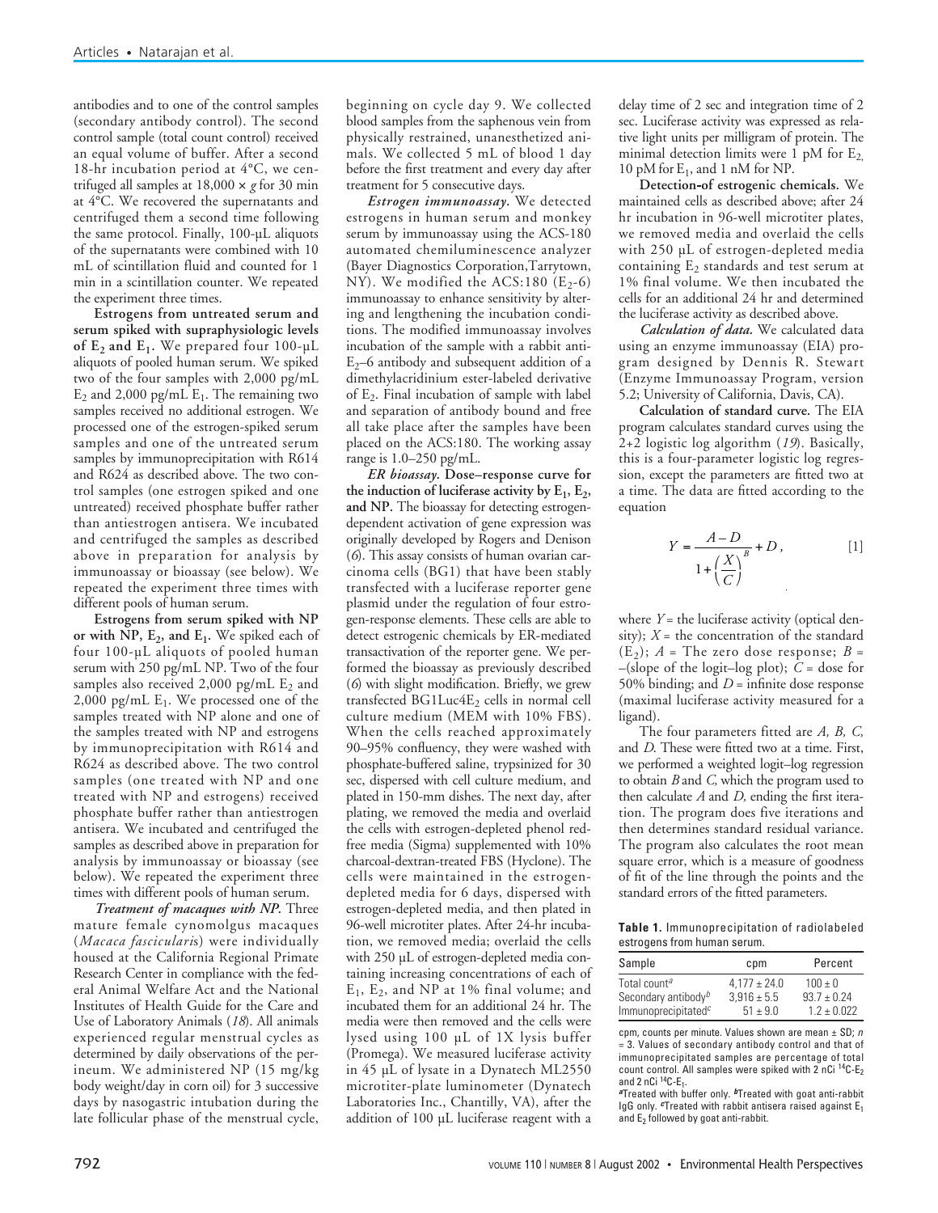antibodies and to one of the control samples (secondary antibody control). The second control sample (total count control) received an equal volume of buffer. After a second 18-hr incubation period at 4°C, we centrifuged all samples at 18,000 × *g* for 30 min at 4°C. We recovered the supernatants and centrifuged them a second time following the same protocol. Finally, 100-µL aliquots of the supernatants were combined with 10 mL of scintillation fluid and counted for 1 min in a scintillation counter. We repeated the experiment three times.

**Estrogens from untreated serum and serum spiked with supraphysiologic levels of $E_2$ and $E_1$.** We prepared four 100-µL aliquots of pooled human serum. We spiked two of the four samples with 2,000 pg/mL $E_2$ and 2,000 pg/mL $E_1$. The remaining two samples received no additional estrogen. We processed one of the estrogen-spiked serum samples and one of the untreated serum samples by immunoprecipitation with R614 and R624 as described above. The two control samples (one estrogen spiked and one untreated) received phosphate buffer rather than antiestrogen antisera. We incubated and centrifuged the samples as described above in preparation for analysis by immunoassay or bioassay (see below). We repeated the experiment three times with different pools of human serum.

**Estrogens from serum spiked with NP or with NP, $E_2$, and $E_1$.** We spiked each of four 100-µL aliquots of pooled human serum with 250 pg/mL NP. Two of the four samples also received 2,000 pg/mL $E_2$ and 2,000 pg/mL $E_1$. We processed one of the samples treated with NP alone and one of the samples treated with NP and estrogens by immunoprecipitation with R614 and R624 as described above. The two control samples (one treated with NP and one treated with NP and estrogens) received phosphate buffer rather than antiestrogen antisera. We incubated and centrifuged the samples as described above in preparation for analysis by immunoassay or bioassay (see below). We repeated the experiment three times with different pools of human serum.

***Treatment of macaques with NP.*** Three mature female cynomolgus macaques (*Macaca fascicularis*) were individually housed at the California Regional Primate Research Center in compliance with the federal Animal Welfare Act and the National Institutes of Health Guide for the Care and Use of Laboratory Animals (*18*). All animals experienced regular menstrual cycles as determined by daily observations of the perineum. We administered NP (15 mg/kg body weight/day in corn oil) for 3 successive days by nasogastric intubation during the late follicular phase of the menstrual cycle, beginning on cycle day 9. We collected blood samples from the saphenous vein from physically restrained, unanesthetized animals. We collected 5 mL of blood 1 day before the first treatment and every day after treatment for 5 consecutive days.

***Estrogen immunoassay.*** We detected estrogens in human serum and monkey serum by immunoassay using the ACS-180 automated chemiluminescence analyzer (Bayer Diagnostics Corporation,Tarrytown, NY). We modified the ACS:180 ($E_2$-6) immunoassay to enhance sensitivity by altering and lengthening the incubation conditions. The modified immunoassay involves incubation of the sample with a rabbit anti-$E_2$–6 antibody and subsequent addition of a dimethylacridinium ester-labeled derivative of $E_2$. Final incubation of sample with label and separation of antibody bound and free all take place after the samples have been placed on the ACS:180. The working assay range is 1.0–250 pg/mL.

***ER bioassay.*** **Dose–response curve for the induction of luciferase activity by $E_1$, $E_2$, and NP.** The bioassay for detecting estrogen-dependent activation of gene expression was originally developed by Rogers and Denison (*6*). This assay consists of human ovarian carcinoma cells (BG1) that have been stably transfected with a luciferase reporter gene plasmid under the regulation of four estrogen-response elements. These cells are able to detect estrogenic chemicals by ER-mediated transactivation of the reporter gene. We performed the bioassay as previously described (*6*) with slight modification. Briefly, we grew transfected BG1Luc4$E_2$ cells in normal cell culture medium (MEM with 10% FBS). When the cells reached approximately 90–95% confluency, they were washed with phosphate-buffered saline, trypsinized for 30 sec, dispersed with cell culture medium, and plated in 150-mm dishes. The next day, after plating, we removed the media and overlaid the cells with estrogen-depleted phenol red-free media (Sigma) supplemented with 10% charcoal-dextran-treated FBS (Hyclone). The cells were maintained in the estrogen-depleted media for 6 days, dispersed with estrogen-depleted media, and then plated in 96-well microtiter plates. After 24-hr incubation, we removed media; overlaid the cells with 250 µL of estrogen-depleted media containing increasing concentrations of each of $E_1$, $E_2$, and NP at 1% final volume; and incubated them for an additional 24 hr. The media were then removed and the cells were lysed using 100 µL of 1X lysis buffer (Promega). We measured luciferase activity in 45 µL of lysate in a Dynatech ML2550 microtiter-plate luminometer (Dynatech Laboratories Inc., Chantilly, VA), after the addition of 100 µL luciferase reagent with a delay time of 2 sec and integration time of 2 sec. Luciferase activity was expressed as relative light units per milligram of protein. The minimal detection limits were 1 pM for $E_2$, 10 pM for $E_1$, and 1 nM for NP.

**Detection-of estrogenic chemicals.** We maintained cells as described above; after 24 hr incubation in 96-well microtiter plates, we removed media and overlaid the cells with 250 µL of estrogen-depleted media containing $E_2$ standards and test serum at 1% final volume. We then incubated the cells for an additional 24 hr and determined the luciferase activity as described above.

***Calculation of data.*** We calculated data using an enzyme immunoassay (EIA) program designed by Dennis R. Stewart (Enzyme Immunoassay Program, version 5.2; University of California, Davis, CA).

**Calculation of standard curve.** The EIA program calculates standard curves using the 2+2 logistic log algorithm (*19*). Basically, this is a four-parameter logistic log regression, except the parameters are fitted two at a time. The data are fitted according to the equation

$$Y = \frac{A - D}{1 + \left(\frac{X}{C}\right)^{B}} + D, \qquad [1]$$

where $Y$ = the luciferase activity (optical density); $X$ = the concentration of the standard ($E_2$); $A$ = The zero dose response; $B$ = –(slope of the logit–log plot); $C$ = dose for 50% binding; and $D$ = infinite dose response (maximal luciferase activity measured for a ligand).

The four parameters fitted are *A, B, C,* and *D*. These were fitted two at a time. First, we performed a weighted logit–log regression to obtain *B* and *C,* which the program used to then calculate *A* and *D,* ending the first iteration. The program does five iterations and then determines standard residual variance. The program also calculates the root mean square error, which is a measure of goodness of fit of the line through the points and the standard errors of the fitted parameters.

**Table 1.** Immunoprecipitation of radiolabeled estrogens from human serum.

| Sample | cpm | Percent |
|---|---|---|
| Total count[a] | 4,177 ± 24.0 | 100 ± 0 |
| Secondary antibody[b] | 3,916 ± 5.5 | 93.7 ± 0.24 |
| Immunoprecipitated[c] | 51 ± 9.0 | 1.2 ± 0.022 |

cpm, counts per minute. Values shown are mean ± SD; *n* = 3. Values of secondary antibody control and that of immunoprecipitated samples are percentage of total count control. All samples were spiked with 2 nCi $^{14}$C-$E_2$ and 2 nCi $^{14}$C-$E_1$.
[a]Treated with buffer only. [b]Treated with goat anti-rabbit IgG only. [c]Treated with rabbit antisera raised against $E_1$ and $E_2$ followed by goat anti-rabbit.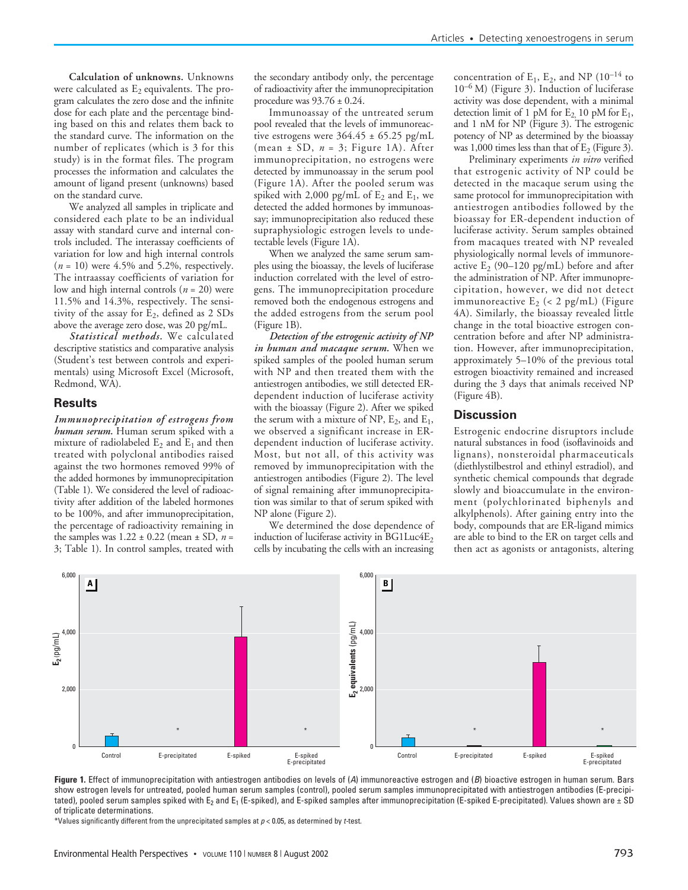**Calculation of unknowns.** Unknowns were calculated as $E_2$ equivalents. The program calculates the zero dose and the infinite dose for each plate and the percentage binding based on this and relates them back to the standard curve. The information on the number of replicates (which is 3 for this study) is in the format files. The program processes the information and calculates the amount of ligand present (unknowns) based on the standard curve.

We analyzed all samples in triplicate and considered each plate to be an individual assay with standard curve and internal controls included. The interassay coefficients of variation for low and high internal controls ($n$ = 10) were 4.5% and 5.2%, respectively. The intraassay coefficients of variation for low and high internal controls ($n$ = 20) were 11.5% and 14.3%, respectively. The sensitivity of the assay for $E_2$, defined as 2 SDs above the average zero dose, was 20 pg/mL.

*Statistical methods.* We calculated descriptive statistics and comparative analysis (Student's test between controls and experimentals) using Microsoft Excel (Microsoft, Redmond, WA).

## Results

***Immunoprecipitation of estrogens from human serum.*** Human serum spiked with a mixture of radiolabeled $E_2$ and $E_1$ and then treated with polyclonal antibodies raised against the two hormones removed 99% of the added hormones by immunoprecipitation (Table 1). We considered the level of radioactivity after addition of the labeled hormones to be 100%, and after immunoprecipitation, the percentage of radioactivity remaining in the samples was 1.22 ± 0.22 (mean ± SD, $n$ = 3; Table 1). In control samples, treated with the secondary antibody only, the percentage of radioactivity after the immunoprecipitation procedure was 93.76 ± 0.24.

Immunoassay of the untreated serum pool revealed that the levels of immunoreactive estrogens were 364.45 ± 65.25 pg/mL (mean ± SD, $n$ = 3; Figure 1A). After immunoprecipitation, no estrogens were detected by immunoassay in the serum pool (Figure 1A). After the pooled serum was spiked with 2,000 pg/mL of $E_2$ and $E_1$, we detected the added hormones by immunoassay; immunoprecipitation also reduced these supraphysiologic estrogen levels to undetectable levels (Figure 1A).

When we analyzed the same serum samples using the bioassay, the levels of luciferase induction correlated with the level of estrogens. The immunoprecipitation procedure removed both the endogenous estrogens and the added estrogens from the serum pool (Figure 1B).

***Detection of the estrogenic activity of NP in human and macaque serum.*** When we spiked samples of the pooled human serum with NP and then treated them with the antiestrogen antibodies, we still detected ER-dependent induction of luciferase activity with the bioassay (Figure 2). After we spiked the serum with a mixture of NP, $E_2$, and $E_1$, we observed a significant increase in ER-dependent induction of luciferase activity. Most, but not all, of this activity was removed by immunoprecipitation with the antiestrogen antibodies (Figure 2). The level of signal remaining after immunoprecipitation was similar to that of serum spiked with NP alone (Figure 2).

We determined the dose dependence of induction of luciferase activity in BG1Luc4$E_2$ cells by incubating the cells with an increasing concentration of $E_1$, $E_2$, and NP ($10^{-14}$ to $10^{-6}$ M) (Figure 3). Induction of luciferase activity was dose dependent, with a minimal detection limit of 1 pM for $E_2$, 10 pM for $E_1$, and 1 nM for NP (Figure 3). The estrogenic potency of NP as determined by the bioassay was 1,000 times less than that of $E_2$ (Figure 3).

Preliminary experiments *in vitro* verified that estrogenic activity of NP could be detected in the macaque serum using the same protocol for immunoprecipitation with antiestrogen antibodies followed by the bioassay for ER-dependent induction of luciferase activity. Serum samples obtained from macaques treated with NP revealed physiologically normal levels of immunoreactive $E_2$ (90–120 pg/mL) before and after the administration of NP. After immunoprecipitation, however, we did not detect immunoreactive $E_2$ (< 2 pg/mL) (Figure 4A). Similarly, the bioassay revealed little change in the total bioactive estrogen concentration before and after NP administration. However, after immunoprecipitation, approximately 5–10% of the previous total estrogen bioactivity remained and increased during the 3 days that animals received NP (Figure 4B).

## Discussion

Estrogenic endocrine disruptors include natural substances in food (isoflavinoids and lignans), nonsteroidal pharmaceuticals (diethylstilbestrol and ethinyl estradiol), and synthetic chemical compounds that degrade slowly and bioaccumulate in the environment (polychlorinated biphenyls and alkylphenols). After gaining entry into the body, compounds that are ER-ligand mimics are able to bind to the ER on target cells and then act as agonists or antagonists, altering

**Figure 1.** Effect of immunoprecipitation with antiestrogen antibodies on levels of (*A*) immunoreactive estrogen and (*B*) bioactive estrogen in human serum. Bars show estrogen levels for untreated, pooled human serum samples (control), pooled serum samples immunoprecipitated with antiestrogen antibodies (E-precipitated), pooled serum samples spiked with $E_2$ and $E_1$ (E-spiked), and E-spiked samples after immunoprecipitation (E-spiked E-precipitated). Values shown are ± SD of triplicate determinations.

*Values significantly different from the unprecipitated samples at $p < 0.05$, as determined by $t$-test.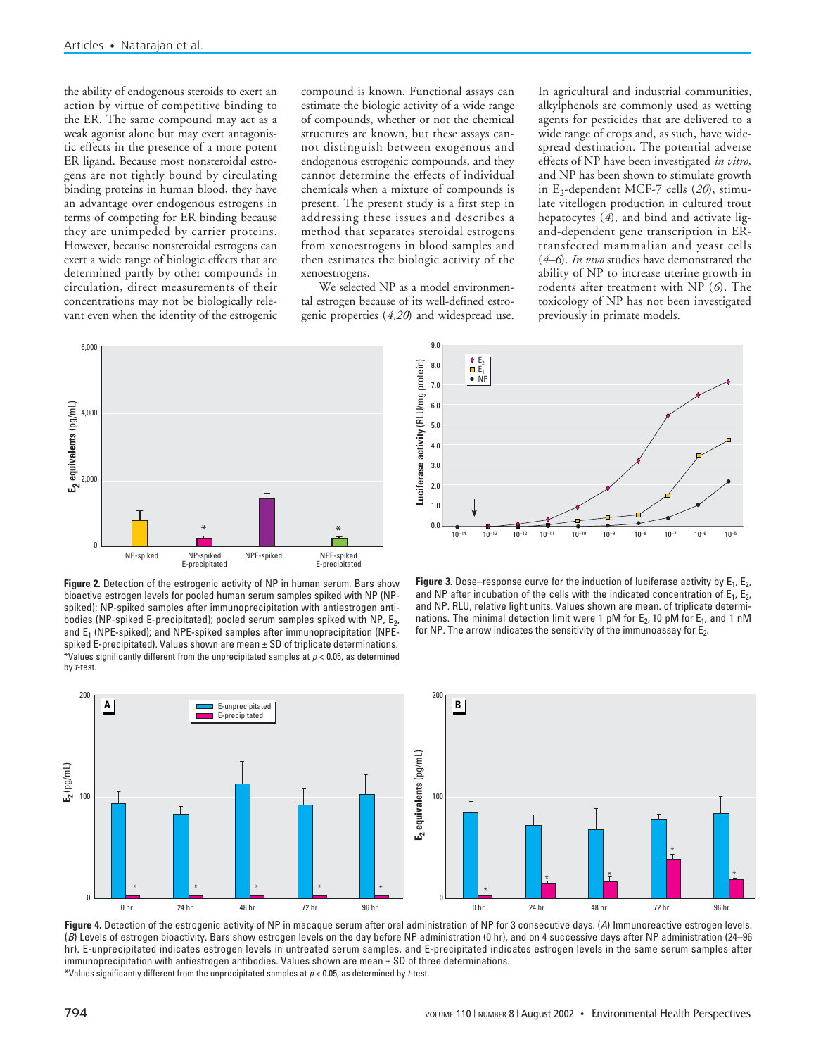the ability of endogenous steroids to exert an action by virtue of competitive binding to the ER. The same compound may act as a weak agonist alone but may exert antagonistic effects in the presence of a more potent ER ligand. Because most nonsteroidal estrogens are not tightly bound by circulating binding proteins in human blood, they have an advantage over endogenous estrogens in terms of competing for ER binding because they are unimpeded by carrier proteins. However, because nonsteroidal estrogens can exert a wide range of biologic effects that are determined partly by other compounds in circulation, direct measurements of their concentrations may not be biologically relevant even when the identity of the estrogenic compound is known. Functional assays can estimate the biologic activity of a wide range of compounds, whether or not the chemical structures are known, but these assays cannot distinguish between exogenous and endogenous estrogenic compounds, and they cannot determine the effects of individual chemicals when a mixture of compounds is present. The present study is a first step in addressing these issues and describes a method that separates steroidal estrogens from xenoestrogens in blood samples and then estimates the biologic activity of the xenoestrogens.

We selected NP as a model environmental estrogen because of its well-defined estrogenic properties (*4,20*) and widespread use. In agricultural and industrial communities, alkylphenols are commonly used as wetting agents for pesticides that are delivered to a wide range of crops and, as such, have widespread destination. The potential adverse effects of NP have been investigated *in vitro*, and NP has been shown to stimulate growth in $E_2$-dependent MCF-7 cells (*20*), stimulate vitellogen production in cultured trout hepatocytes (*4*), and bind and activate ligand-dependent gene transcription in ER-transfected mammalian and yeast cells (*4–6*). *In vivo* studies have demonstrated the ability of NP to increase uterine growth in rodents after treatment with NP (*6*). The toxicology of NP has not been investigated previously in primate models.

**Figure 2.** Detection of the estrogenic activity of NP in human serum. Bars show bioactive estrogen levels for pooled human serum samples spiked with NP (NP-spiked); NP-spiked samples after immunoprecipitation with antiestrogen antibodies (NP-spiked E-precipitated); pooled serum samples spiked with NP, $E_2$, and $E_1$ (NPE-spiked); and NPE-spiked samples after immunoprecipitation (NPE-spiked E-precipitated). Values shown are mean ± SD of triplicate determinations. *Values significantly different from the unprecipitated samples at $p < 0.05$, as determined by *t*-test.

**Figure 3.** Dose–response curve for the induction of luciferase activity by $E_1$, $E_2$, and NP after incubation of the cells with the indicated concentration of $E_1$, $E_2$, and NP. RLU, relative light units. Values shown are mean. of triplicate determinations. The minimal detection limit were 1 pM for $E_2$, 10 pM for $E_1$, and 1 nM for NP. The arrow indicates the sensitivity of the immunoassay for $E_2$.

**Figure 4.** Detection of the estrogenic activity of NP in macaque serum after oral administration of NP for 3 consecutive days. (*A*) Immunoreactive estrogen levels. (*B*) Levels of estrogen bioactivity. Bars show estrogen levels on the day before NP administration (0 hr), and on 4 successive days after NP administration (24–96 hr). E-unprecipitated indicates estrogen levels in untreated serum samples, and E-precipitated indicates estrogen levels in the same serum samples after immunoprecipitation with antiestrogen antibodies. Values shown are mean ± SD of three determinations.
*Values significantly different from the unprecipitated samples at $p < 0.05$, as determined by *t*-test.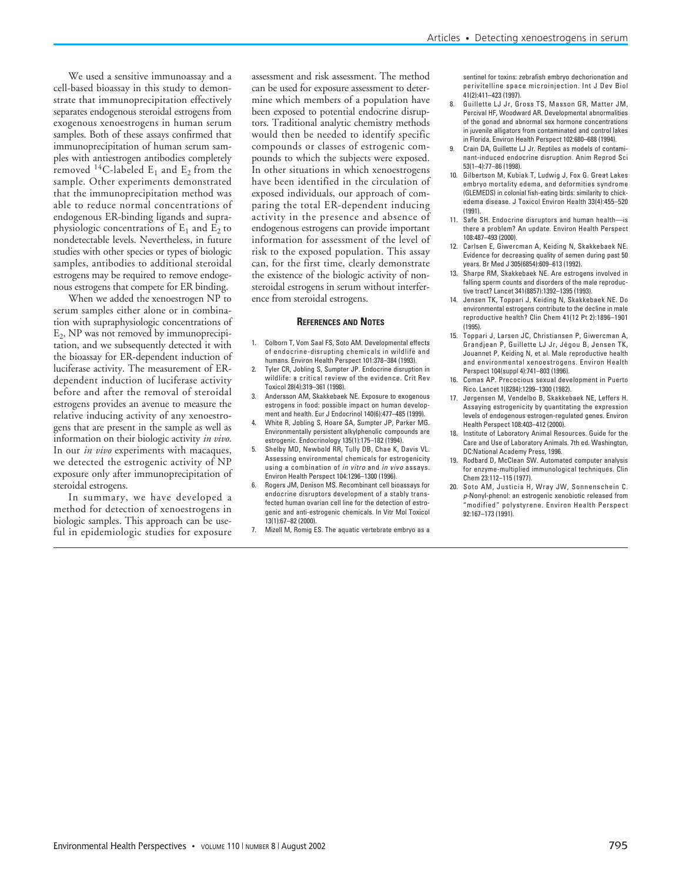We used a sensitive immunoassay and a cell-based bioassay in this study to demonstrate that immunoprecipitation effectively separates endogenous steroidal estrogens from exogenous xenoestrogens in human serum samples. Both of these assays confirmed that immunoprecipitation of human serum samples with antiestrogen antibodies completely removed $^{14}C$-labeled $E_1$ and $E_2$ from the sample. Other experiments demonstrated that the immunoprecipitation method was able to reduce normal concentrations of endogenous ER-binding ligands and supraphysiologic concentrations of $E_1$ and $E_2$ to nondetectable levels. Nevertheless, in future studies with other species or types of biologic samples, antibodies to additional steroidal estrogens may be required to remove endogenous estrogens that compete for ER binding.

When we added the xenoestrogen NP to serum samples either alone or in combination with supraphysiologic concentrations of $E_2$, NP was not removed by immunoprecipitation, and we subsequently detected it with the bioassay for ER-dependent induction of luciferase activity. The measurement of ER-dependent induction of luciferase activity before and after the removal of steroidal estrogens provides an avenue to measure the relative inducing activity of any xenoestrogens that are present in the sample as well as information on their biologic activity *in vivo*. In our *in vivo* experiments with macaques, we detected the estrogenic activity of NP exposure only after immunoprecipitation of steroidal estrogens.

In summary, we have developed a method for detection of xenoestrogens in biologic samples. This approach can be useful in epidemiologic studies for exposure assessment and risk assessment. The method can be used for exposure assessment to determine which members of a population have been exposed to potential endocrine disruptors. Traditional analytic chemistry methods would then be needed to identify specific compounds or classes of estrogenic compounds to which the subjects were exposed. In other situations in which xenoestrogens have been identified in the circulation of exposed individuals, our approach of comparing the total ER-dependent inducing activity in the presence and absence of endogenous estrogens can provide important information for assessment of the level of risk to the exposed population. This assay can, for the first time, clearly demonstrate the existence of the biologic activity of nonsteroidal estrogens in serum without interference from steroidal estrogens.

## References and Notes

1. Colborn T, Vom Saal FS, Soto AM. Developmental effects of endocrine-disrupting chemicals in wildlife and humans. Environ Health Perspect 101:378–384 (1993).
2. Tyler CR, Jobling S, Sumpter JP. Endocrine disruption in wildlife: a critical review of the evidence. Crit Rev Toxicol 28(4):319–361 (1998).
3. Andersson AM, Skakkebaek NE. Exposure to exogenous estrogens in food: possible impact on human development and health. Eur J Endocrinol 140(6):477–485 (1999).
4. White R, Jobling S, Hoare SA, Sumpter JP, Parker MG. Environmentally persistent alkylphenolic compounds are estrogenic. Endocrinology 135(1):175–182 (1994).
5. Shelby MD, Newbold RR, Tully DB, Chae K, Davis VL. Assessing environmental chemicals for estrogenicity using a combination of *in vitro* and *in vivo* assays. Environ Health Perspect 104:1296–1300 (1996).
6. Rogers JM, Denison MS. Recombinant cell bioassays for endocrine disruptors development of a stably transfected human ovarian cell line for the detection of estrogenic and anti-estrogenic chemicals. In Vitr Mol Toxicol 13(1):67–82 (2000).
7. Mizell M, Romig ES. The aquatic vertebrate embryo as a sentinel for toxins: zebrafish embryo dechorionation and perivitelline space microinjection. Int J Dev Biol 41(2):411–423 (1997).
8. Guillette LJ Jr, Gross TS, Masson GR, Matter JM, Percival HF, Woodward AR. Developmental abnormalities of the gonad and abnormal sex hormone concentrations in juvenile alligators from contaminated and control lakes in Florida. Environ Health Perspect 102:680–688 (1994).
9. Crain DA, Guillette LJ Jr. Reptiles as models of contaminant-induced endocrine disruption. Anim Reprod Sci 53(1–4):77–86 (1998).
10. Gilbertson M, Kubiak T, Ludwig J, Fox G. Great Lakes embryo mortality edema, and deformities syndrome (GLEMEDS) in colonial fish-eating birds: similarity to chick-edema disease. J Toxicol Environ Health 33(4):455–520 (1991).
11. Safe SH. Endocrine disruptors and human health—is there a problem? An update. Environ Health Perspect 108:487–493 (2000).
12. Carlsen E, Giwercman A, Keiding N, Skakkebaek NE. Evidence for decreasing quality of semen during past 50 years. Br Med J 305(6854):609–613 (1992).
13. Sharpe RM, Skakkebaek NE. Are estrogens involved in falling sperm counts and disorders of the male reproductive tract? Lancet 341(8857):1392–1395 (1993).
14. Jensen TK, Toppari J, Keiding N, Skakkebaek NE. Do environmental estrogens contribute to the decline in male reproductive health? Clin Chem 41(12 Pt 2):1896–1901 (1995).
15. Toppari J, Larsen JC, Christiansen P, Giwercman A, Grandjean P, Guillette LJ Jr, Jégou B, Jensen TK, Jouannet P, Keiding N, et al. Male reproductive health and environmental xenoestrogens. Environ Health Perspect 104(suppl 4):741–803 (1996).
16. Comas AP. Precocious sexual development in Puerto Rico. Lancet 1(8284):1299–1300 (1982).
17. Jørgensen M, Vendelbo B, Skakkebaek NE, Leffers H. Assaying estrogenicity by quantitating the expression levels of endogenous estrogen-regulated genes. Environ Health Perspect 108:403–412 (2000).
18. Institute of Laboratory Animal Resources. Guide for the Care and Use of Laboratory Animals. 7th ed. Washington, DC:National Academy Press, 1996.
19. Rodbard D, McClean SW. Automated computer analysis for enzyme-multiplied immunological techniques. Clin Chem 23:112–115 (1977).
20. Soto AM, Justicia H, Wray JW, Sonnenschein C. *p*-Nonyl-phenol: an estrogenic xenobiotic released from "modified" polystyrene. Environ Health Perspect 92:167–173 (1991).